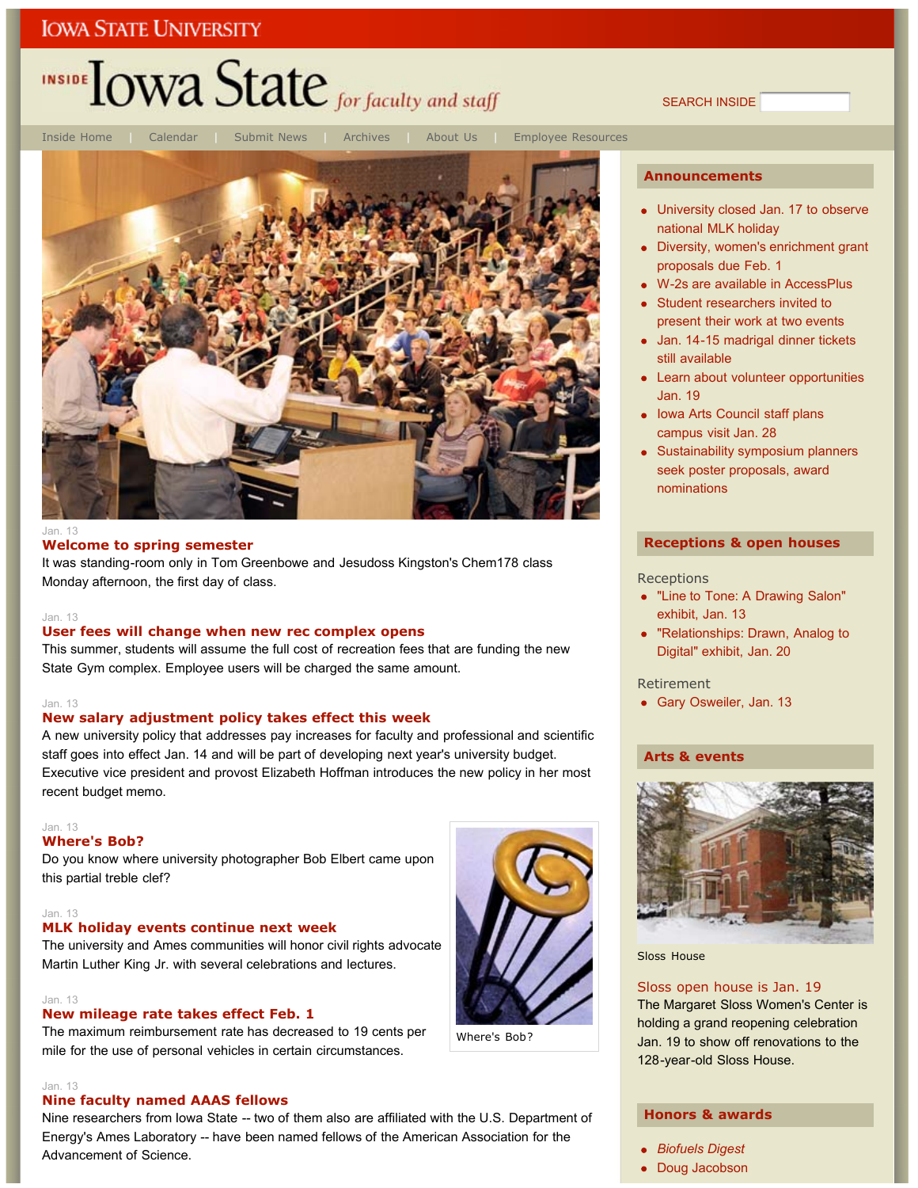Iowa State University

# Inside Iowa State *for faculty and staff*

SEARCH INSIDE

Inside Home | Calendar | Submit News | Archives | About Us | Employee Resources

Jan. 13

### Welcome to spring semester

It was standing-room only in Tom Greenbowe and Jesudoss Kingston's Chem178 class Monday afternoon, the first day of class.

Jan. 13

### User fees will change when new rec complex opens

This summer, students will assume the full cost of recreation fees that are funding the new State Gym complex. Employee users will be charged the same amount.

Jan. 13

### New salary adjustment policy takes effect this week

A new university policy that addresses pay increases for faculty and professional and scientific staff goes into effect Jan. 14 and will be part of developing next year's university budget. Executive vice president and provost Elizabeth Hoffman introduces the new policy in her most recent budget memo.

Jan. 13

### Where's Bob?

Do you know where university photographer Bob Elbert came upon this partial treble clef?

Where's Bob?

Jan. 13

### MLK holiday events continue next week

The university and Ames communities will honor civil rights advocate Martin Luther King Jr. with several celebrations and lectures.

Jan. 13

### New mileage rate takes effect Feb. 1

The maximum reimbursement rate has decreased to 19 cents per mile for the use of personal vehicles in certain circumstances.

Jan. 13

### Nine faculty named AAAS fellows

Nine researchers from Iowa State -- two of them also are affiliated with the U.S. Department of Energy's Ames Laboratory -- have been named fellows of the American Association for the Advancement of Science.

## Announcements

- University closed Jan. 17 to observe national MLK holiday
- Diversity, women's enrichment grant proposals due Feb. 1
- W-2s are available in AccessPlus
- Student researchers invited to present their work at two events
- Jan. 14-15 madrigal dinner tickets still available
- Learn about volunteer opportunities Jan. 19
- Iowa Arts Council staff plans campus visit Jan. 28
- Sustainability symposium planners seek poster proposals, award nominations

## Receptions & open houses

Receptions

- "Line to Tone: A Drawing Salon" exhibit, Jan. 13
- "Relationships: Drawn, Analog to Digital" exhibit, Jan. 20

Retirement

- Gary Osweiler, Jan. 13

## Arts & events

Sloss House

### Sloss open house is Jan. 19

The Margaret Sloss Women's Center is holding a grand reopening celebration Jan. 19 to show off renovations to the 128-year-old Sloss House.

## Honors & awards

- *Biofuels Digest*
- Doug Jacobson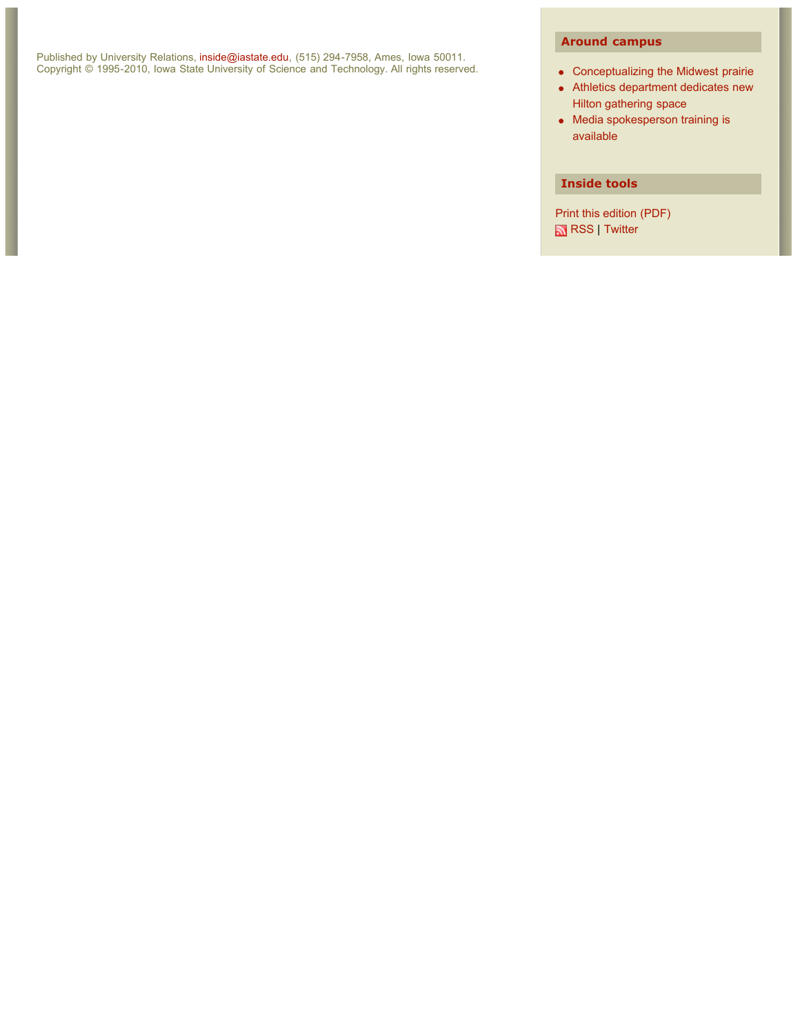Published by University Relations, inside@iastate.edu, (515) 294-7958, Ames, Iowa 50011.
Copyright © 1995-2010, Iowa State University of Science and Technology. All rights reserved.

## Around campus

- Conceptualizing the Midwest prairie
- Athletics department dedicates new Hilton gathering space
- Media spokesperson training is available

## Inside tools

Print this edition (PDF)
RSS | Twitter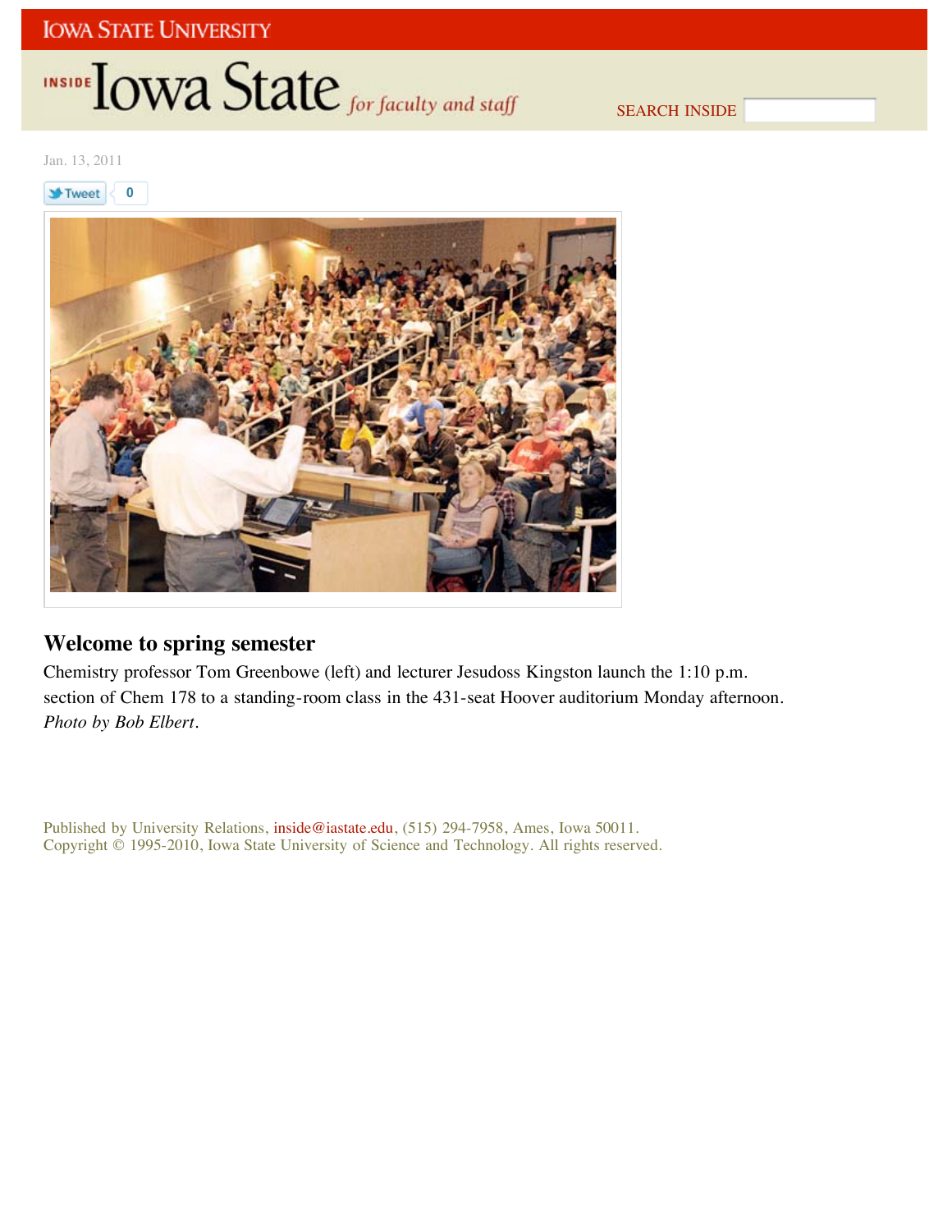Jan. 13, 2011

## Welcome to spring semester

Chemistry professor Tom Greenbowe (left) and lecturer Jesudoss Kingston launch the 1:10 p.m. section of Chem 178 to a standing-room class in the 431-seat Hoover auditorium Monday afternoon. *Photo by Bob Elbert*.

Published by University Relations, inside@iastate.edu, (515) 294-7958, Ames, Iowa 50011.
Copyright © 1995-2010, Iowa State University of Science and Technology. All rights reserved.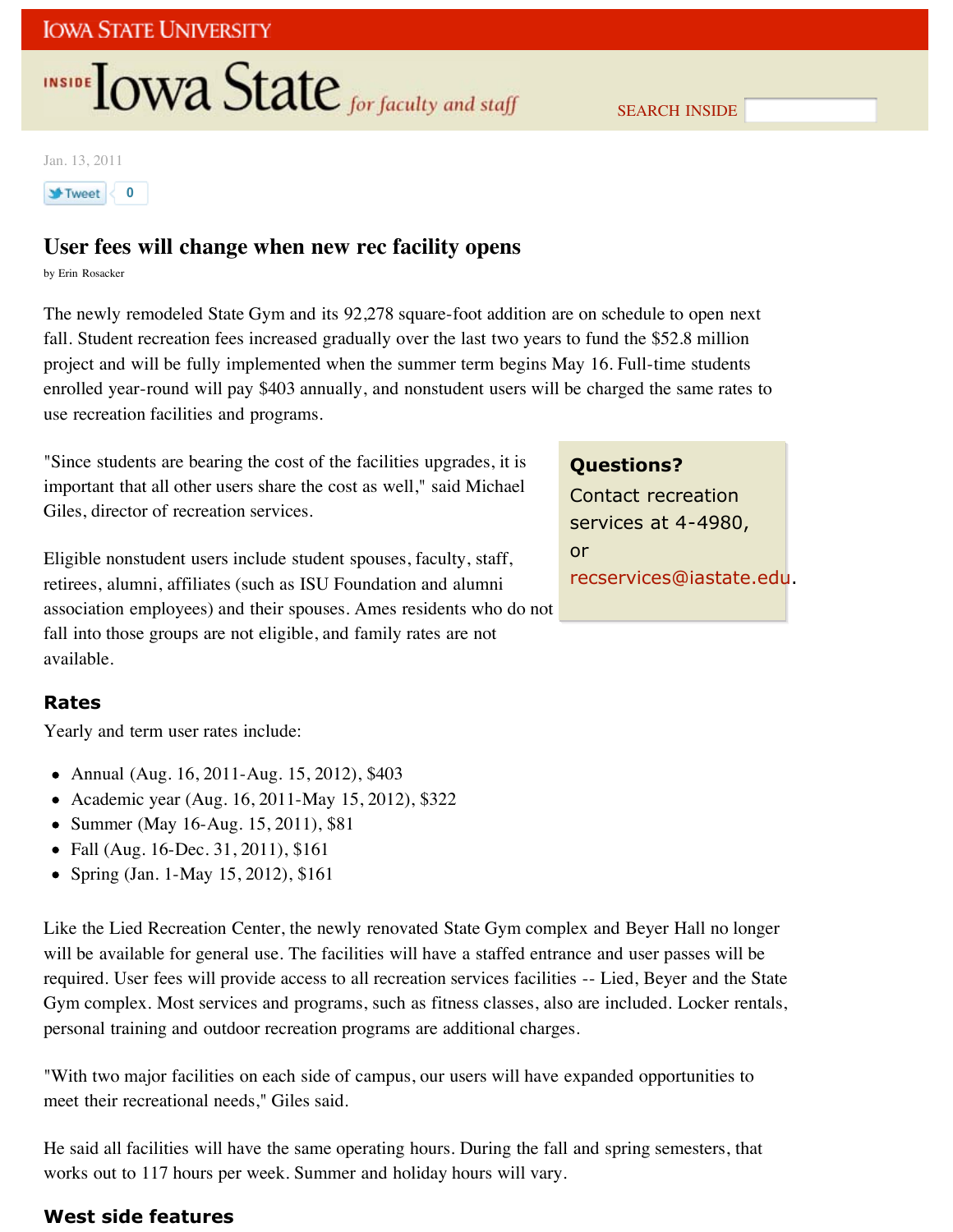Jan. 13, 2011

# User fees will change when new rec facility opens

by Erin Rosacker

The newly remodeled State Gym and its 92,278 square-foot addition are on schedule to open next fall. Student recreation fees increased gradually over the last two years to fund the $52.8 million project and will be fully implemented when the summer term begins May 16. Full-time students enrolled year-round will pay $403 annually, and nonstudent users will be charged the same rates to use recreation facilities and programs.

"Since students are bearing the cost of the facilities upgrades, it is important that all other users share the cost as well," said Michael Giles, director of recreation services.

Eligible nonstudent users include student spouses, faculty, staff, retirees, alumni, affiliates (such as ISU Foundation and alumni association employees) and their spouses. Ames residents who do not fall into those groups are not eligible, and family rates are not available.

> **Questions?**
> Contact recreation services at 4-4980, or recservices@iastate.edu.

## Rates

Yearly and term user rates include:

- Annual (Aug. 16, 2011-Aug. 15, 2012), $403
- Academic year (Aug. 16, 2011-May 15, 2012), $322
- Summer (May 16-Aug. 15, 2011), $81
- Fall (Aug. 16-Dec. 31, 2011), $161
- Spring (Jan. 1-May 15, 2012), $161

Like the Lied Recreation Center, the newly renovated State Gym complex and Beyer Hall no longer will be available for general use. The facilities will have a staffed entrance and user passes will be required. User fees will provide access to all recreation services facilities -- Lied, Beyer and the State Gym complex. Most services and programs, such as fitness classes, also are included. Locker rentals, personal training and outdoor recreation programs are additional charges.

"With two major facilities on each side of campus, our users will have expanded opportunities to meet their recreational needs," Giles said.

He said all facilities will have the same operating hours. During the fall and spring semesters, that works out to 117 hours per week. Summer and holiday hours will vary.

## West side features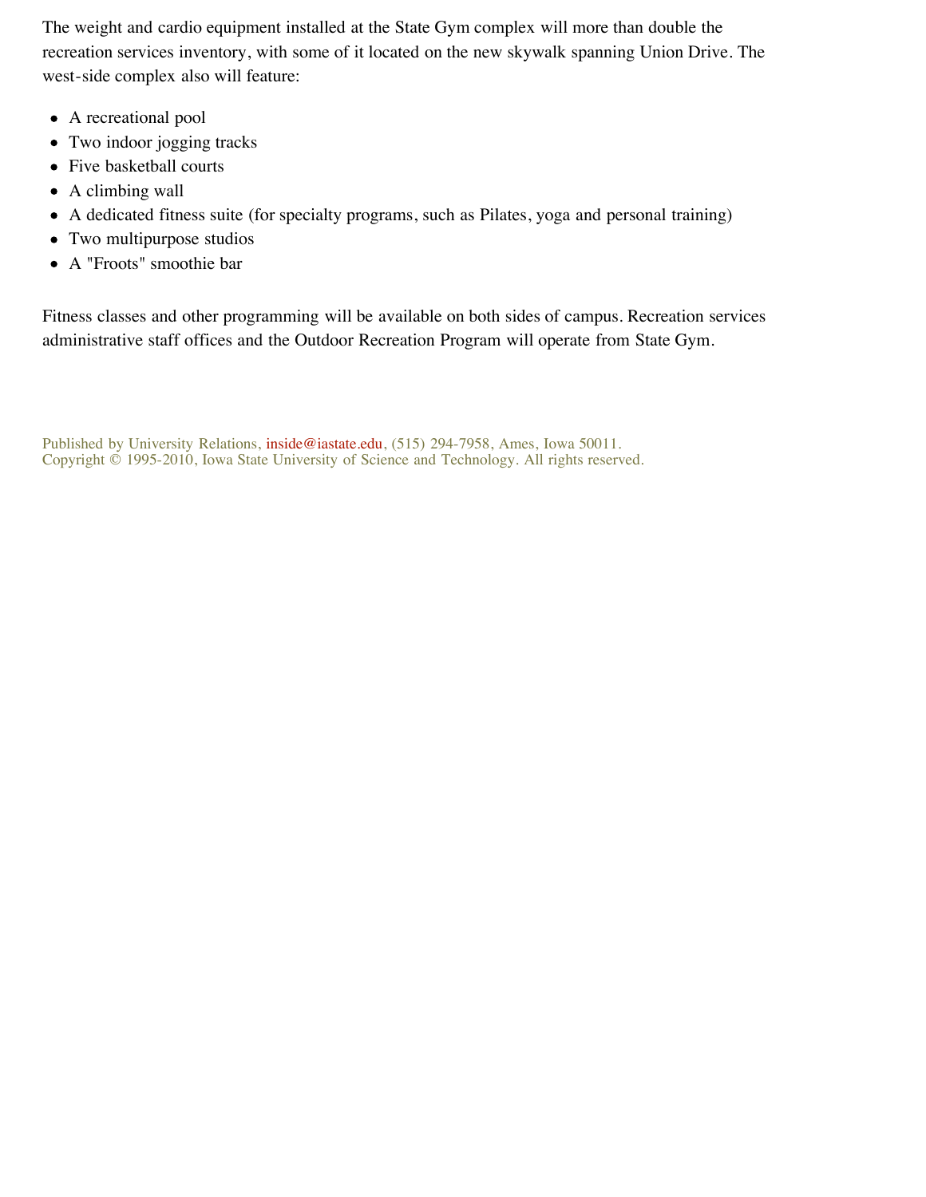The weight and cardio equipment installed at the State Gym complex will more than double the recreation services inventory, with some of it located on the new skywalk spanning Union Drive. The west-side complex also will feature:

- A recreational pool
- Two indoor jogging tracks
- Five basketball courts
- A climbing wall
- A dedicated fitness suite (for specialty programs, such as Pilates, yoga and personal training)
- Two multipurpose studios
- A "Froots" smoothie bar

Fitness classes and other programming will be available on both sides of campus. Recreation services administrative staff offices and the Outdoor Recreation Program will operate from State Gym.

Published by University Relations, inside@iastate.edu, (515) 294-7958, Ames, Iowa 50011.
Copyright © 1995-2010, Iowa State University of Science and Technology. All rights reserved.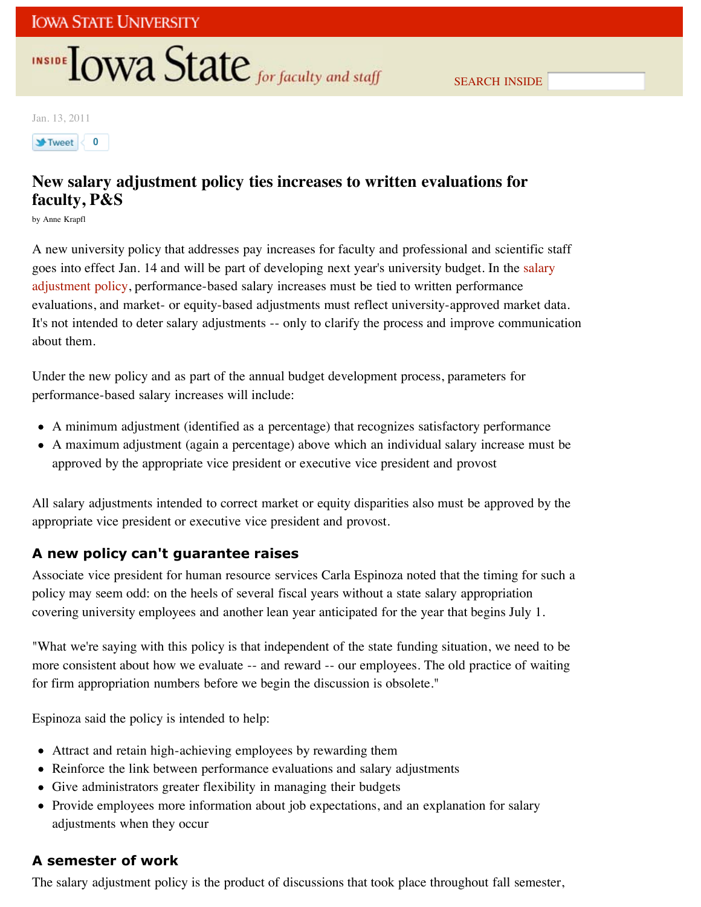Jan. 13, 2011

# New salary adjustment policy ties increases to written evaluations for faculty, P&S

by Anne Krapfl

A new university policy that addresses pay increases for faculty and professional and scientific staff goes into effect Jan. 14 and will be part of developing next year's university budget. In the salary adjustment policy, performance-based salary increases must be tied to written performance evaluations, and market- or equity-based adjustments must reflect university-approved market data. It's not intended to deter salary adjustments -- only to clarify the process and improve communication about them.

Under the new policy and as part of the annual budget development process, parameters for performance-based salary increases will include:

- A minimum adjustment (identified as a percentage) that recognizes satisfactory performance
- A maximum adjustment (again a percentage) above which an individual salary increase must be approved by the appropriate vice president or executive vice president and provost

All salary adjustments intended to correct market or equity disparities also must be approved by the appropriate vice president or executive vice president and provost.

## A new policy can't guarantee raises

Associate vice president for human resource services Carla Espinoza noted that the timing for such a policy may seem odd: on the heels of several fiscal years without a state salary appropriation covering university employees and another lean year anticipated for the year that begins July 1.

"What we're saying with this policy is that independent of the state funding situation, we need to be more consistent about how we evaluate -- and reward -- our employees. The old practice of waiting for firm appropriation numbers before we begin the discussion is obsolete."

Espinoza said the policy is intended to help:

- Attract and retain high-achieving employees by rewarding them
- Reinforce the link between performance evaluations and salary adjustments
- Give administrators greater flexibility in managing their budgets
- Provide employees more information about job expectations, and an explanation for salary adjustments when they occur

## A semester of work

The salary adjustment policy is the product of discussions that took place throughout fall semester,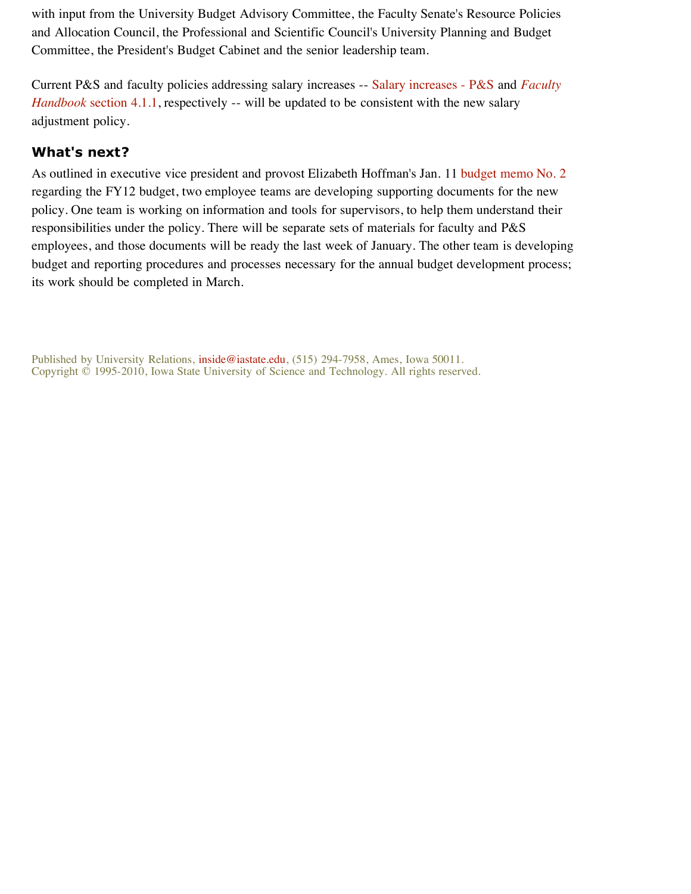with input from the University Budget Advisory Committee, the Faculty Senate's Resource Policies and Allocation Council, the Professional and Scientific Council's University Planning and Budget Committee, the President's Budget Cabinet and the senior leadership team.

Current P&S and faculty policies addressing salary increases -- Salary increases - P&S and *Faculty Handbook* section 4.1.1, respectively -- will be updated to be consistent with the new salary adjustment policy.

## What's next?

As outlined in executive vice president and provost Elizabeth Hoffman's Jan. 11 budget memo No. 2 regarding the FY12 budget, two employee teams are developing supporting documents for the new policy. One team is working on information and tools for supervisors, to help them understand their responsibilities under the policy. There will be separate sets of materials for faculty and P&S employees, and those documents will be ready the last week of January. The other team is developing budget and reporting procedures and processes necessary for the annual budget development process; its work should be completed in March.

Published by University Relations, inside@iastate.edu, (515) 294-7958, Ames, Iowa 50011.
Copyright © 1995-2010, Iowa State University of Science and Technology. All rights reserved.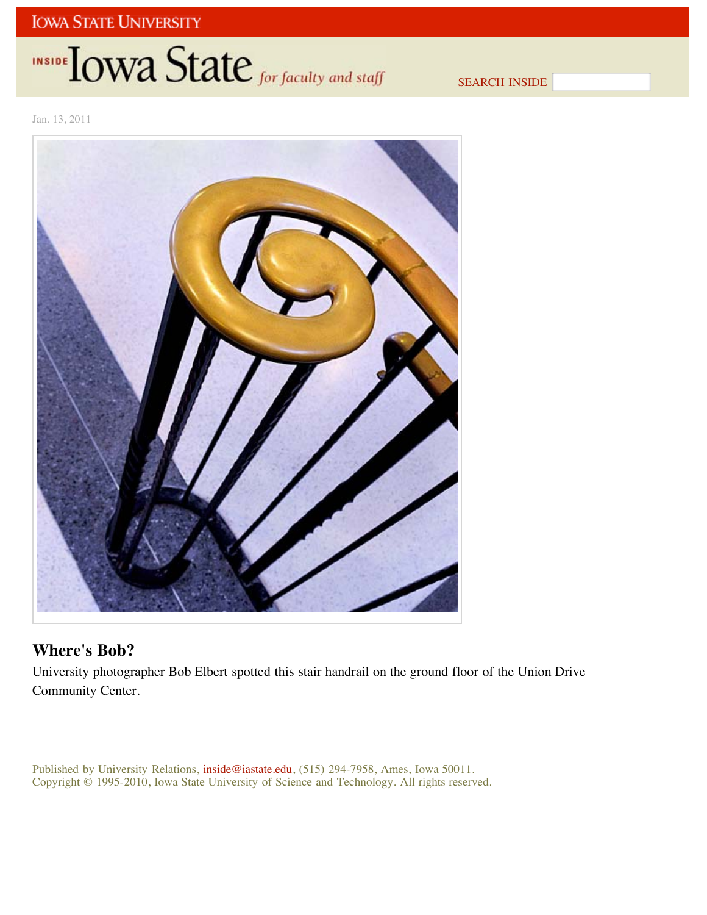Jan. 13, 2011

## Where's Bob?

University photographer Bob Elbert spotted this stair handrail on the ground floor of the Union Drive Community Center.

Published by University Relations, inside@iastate.edu, (515) 294-7958, Ames, Iowa 50011.
Copyright © 1995-2010, Iowa State University of Science and Technology. All rights reserved.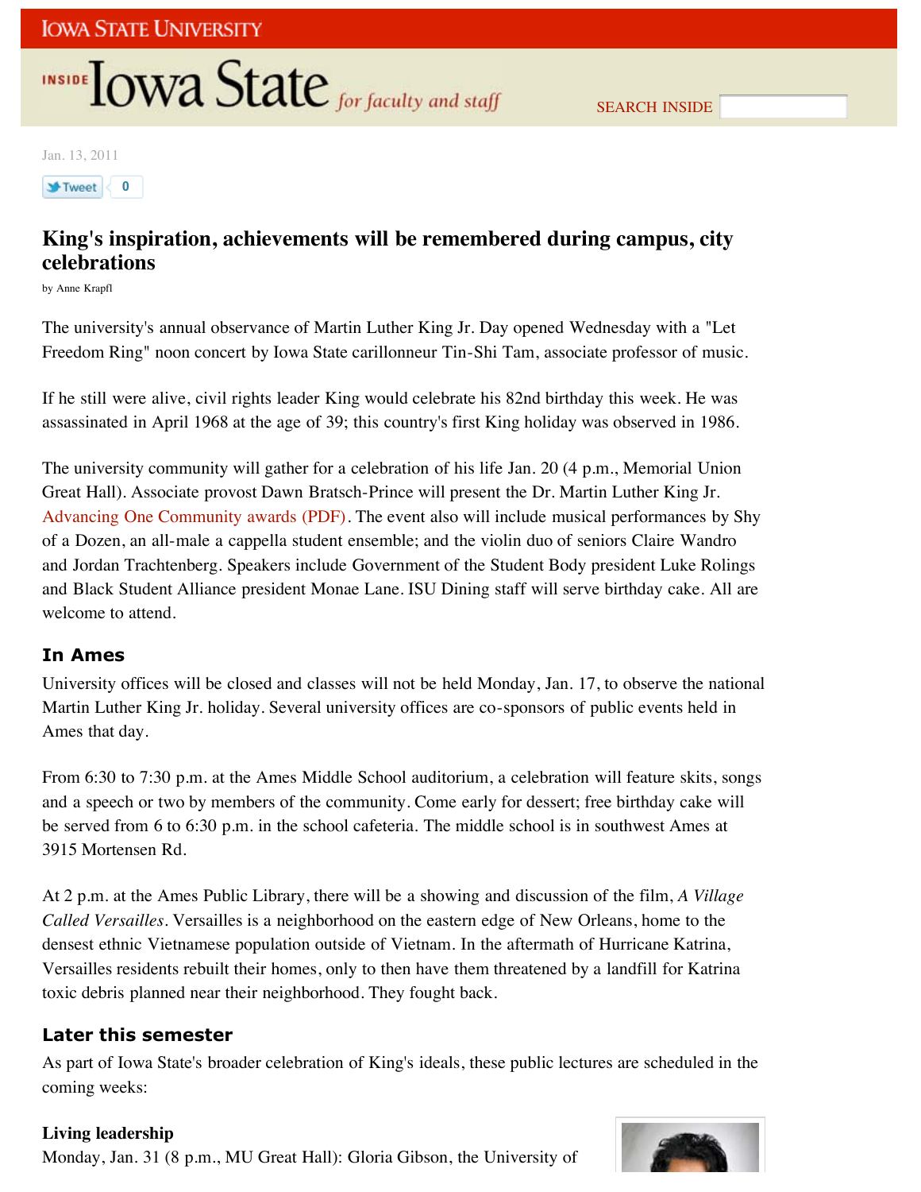# Inside Iowa State for faculty and staff

Jan. 13, 2011

## King's inspiration, achievements will be remembered during campus, city celebrations

by Anne Krapfl

The university's annual observance of Martin Luther King Jr. Day opened Wednesday with a "Let Freedom Ring" noon concert by Iowa State carillonneur Tin-Shi Tam, associate professor of music.

If he still were alive, civil rights leader King would celebrate his 82nd birthday this week. He was assassinated in April 1968 at the age of 39; this country's first King holiday was observed in 1986.

The university community will gather for a celebration of his life Jan. 20 (4 p.m., Memorial Union Great Hall). Associate provost Dawn Bratsch-Prince will present the Dr. Martin Luther King Jr. Advancing One Community awards (PDF). The event also will include musical performances by Shy of a Dozen, an all-male a cappella student ensemble; and the violin duo of seniors Claire Wandro and Jordan Trachtenberg. Speakers include Government of the Student Body president Luke Rolings and Black Student Alliance president Monae Lane. ISU Dining staff will serve birthday cake. All are welcome to attend.

### In Ames

University offices will be closed and classes will not be held Monday, Jan. 17, to observe the national Martin Luther King Jr. holiday. Several university offices are co-sponsors of public events held in Ames that day.

From 6:30 to 7:30 p.m. at the Ames Middle School auditorium, a celebration will feature skits, songs and a speech or two by members of the community. Come early for dessert; free birthday cake will be served from 6 to 6:30 p.m. in the school cafeteria. The middle school is in southwest Ames at 3915 Mortensen Rd.

At 2 p.m. at the Ames Public Library, there will be a showing and discussion of the film, *A Village Called Versailles*. Versailles is a neighborhood on the eastern edge of New Orleans, home to the densest ethnic Vietnamese population outside of Vietnam. In the aftermath of Hurricane Katrina, Versailles residents rebuilt their homes, only to then have them threatened by a landfill for Katrina toxic debris planned near their neighborhood. They fought back.

### Later this semester

As part of Iowa State's broader celebration of King's ideals, these public lectures are scheduled in the coming weeks:

**Living leadership**
Monday, Jan. 31 (8 p.m., MU Great Hall): Gloria Gibson, the University of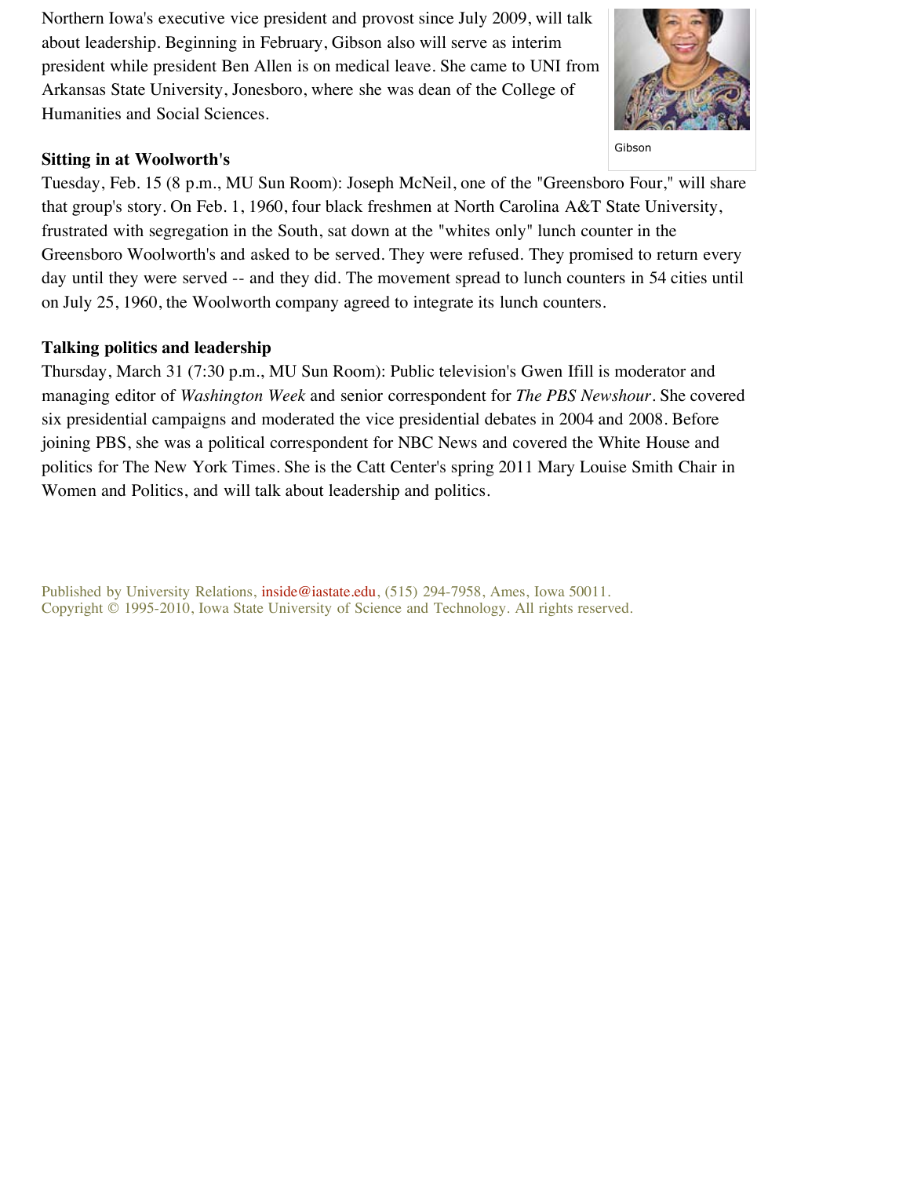Northern Iowa's executive vice president and provost since July 2009, will talk about leadership. Beginning in February, Gibson also will serve as interim president while president Ben Allen is on medical leave. She came to UNI from Arkansas State University, Jonesboro, where she was dean of the College of Humanities and Social Sciences.

Gibson

**Sitting in at Woolworth's**

Tuesday, Feb. 15 (8 p.m., MU Sun Room): Joseph McNeil, one of the "Greensboro Four," will share that group's story. On Feb. 1, 1960, four black freshmen at North Carolina A&T State University, frustrated with segregation in the South, sat down at the "whites only" lunch counter in the Greensboro Woolworth's and asked to be served. They were refused. They promised to return every day until they were served -- and they did. The movement spread to lunch counters in 54 cities until on July 25, 1960, the Woolworth company agreed to integrate its lunch counters.

**Talking politics and leadership**

Thursday, March 31 (7:30 p.m., MU Sun Room): Public television's Gwen Ifill is moderator and managing editor of *Washington Week* and senior correspondent for *The PBS Newshour*. She covered six presidential campaigns and moderated the vice presidential debates in 2004 and 2008. Before joining PBS, she was a political correspondent for NBC News and covered the White House and politics for The New York Times. She is the Catt Center's spring 2011 Mary Louise Smith Chair in Women and Politics, and will talk about leadership and politics.

Published by University Relations, inside@iastate.edu, (515) 294-7958, Ames, Iowa 50011.
Copyright © 1995-2010, Iowa State University of Science and Technology. All rights reserved.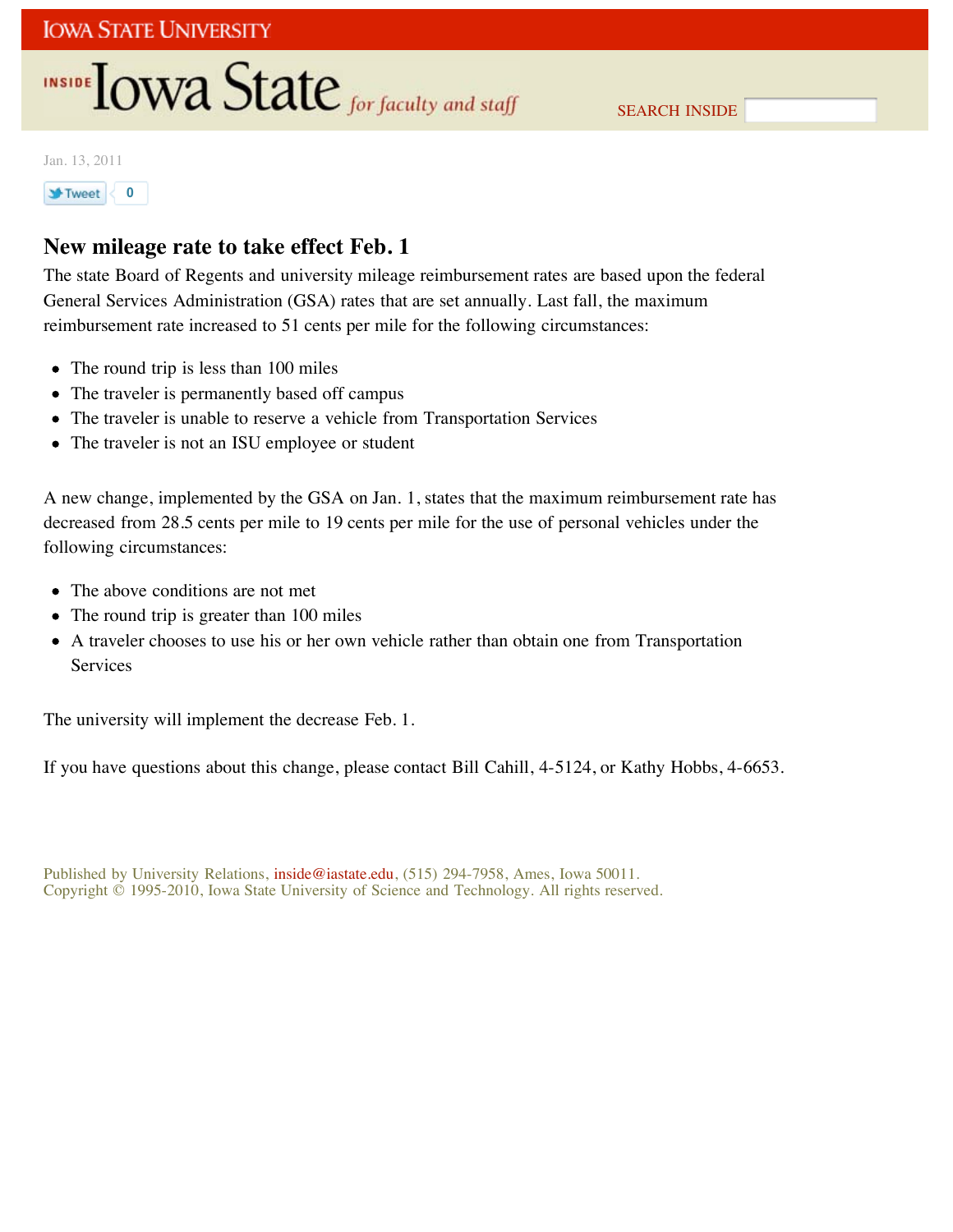Jan. 13, 2011

## New mileage rate to take effect Feb. 1

The state Board of Regents and university mileage reimbursement rates are based upon the federal General Services Administration (GSA) rates that are set annually. Last fall, the maximum reimbursement rate increased to 51 cents per mile for the following circumstances:

- The round trip is less than 100 miles
- The traveler is permanently based off campus
- The traveler is unable to reserve a vehicle from Transportation Services
- The traveler is not an ISU employee or student

A new change, implemented by the GSA on Jan. 1, states that the maximum reimbursement rate has decreased from 28.5 cents per mile to 19 cents per mile for the use of personal vehicles under the following circumstances:

- The above conditions are not met
- The round trip is greater than 100 miles
- A traveler chooses to use his or her own vehicle rather than obtain one from Transportation Services

The university will implement the decrease Feb. 1.

If you have questions about this change, please contact Bill Cahill, 4-5124, or Kathy Hobbs, 4-6653.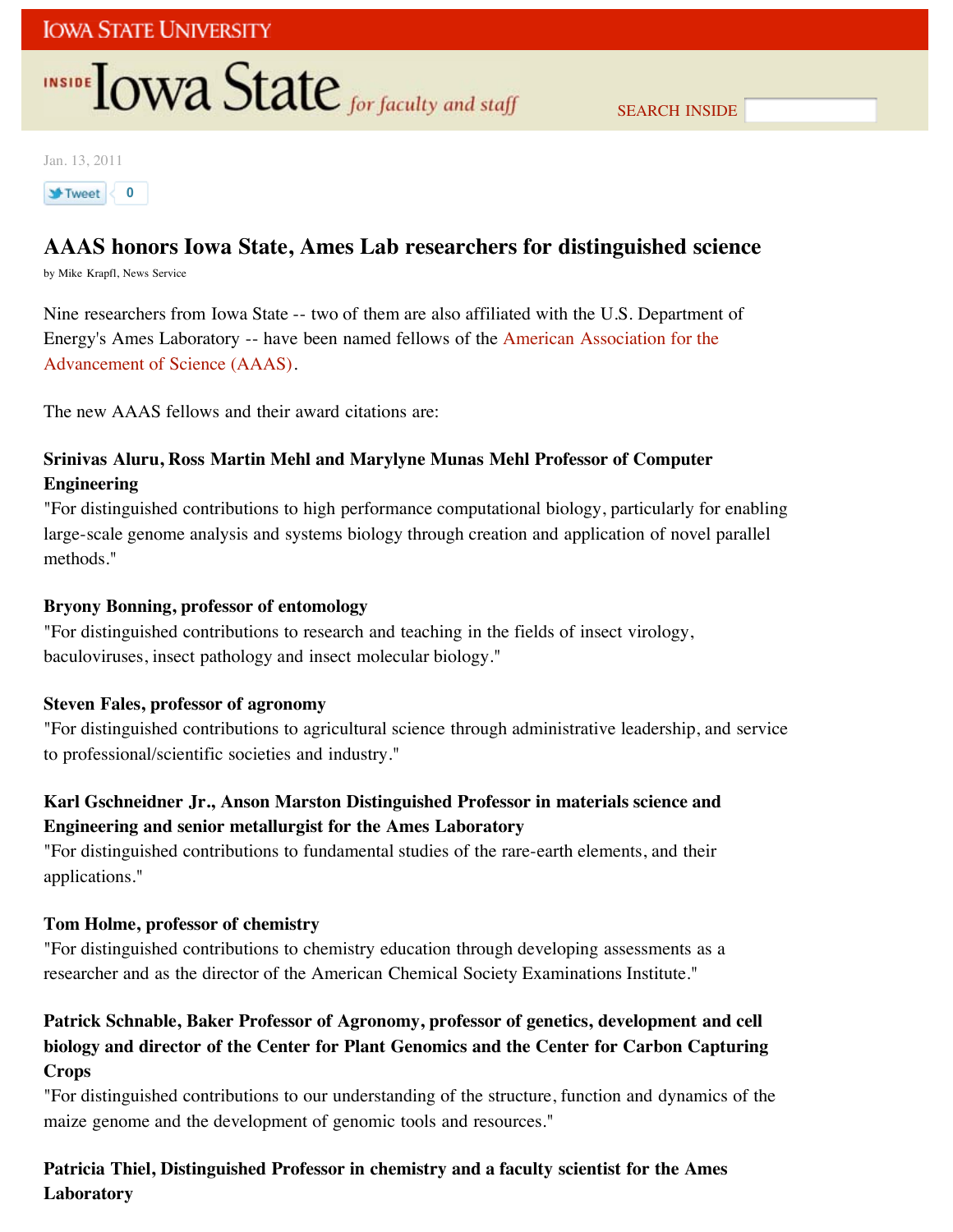Jan. 13, 2011

# AAAS honors Iowa State, Ames Lab researchers for distinguished science

by Mike Krapfl, News Service

Nine researchers from Iowa State -- two of them are also affiliated with the U.S. Department of Energy's Ames Laboratory -- have been named fellows of the American Association for the Advancement of Science (AAAS).

The new AAAS fellows and their award citations are:

**Srinivas Aluru, Ross Martin Mehl and Marylyne Munas Mehl Professor of Computer Engineering**
"For distinguished contributions to high performance computational biology, particularly for enabling large-scale genome analysis and systems biology through creation and application of novel parallel methods."

**Bryony Bonning, professor of entomology**
"For distinguished contributions to research and teaching in the fields of insect virology, baculoviruses, insect pathology and insect molecular biology."

**Steven Fales, professor of agronomy**
"For distinguished contributions to agricultural science through administrative leadership, and service to professional/scientific societies and industry."

**Karl Gschneidner Jr., Anson Marston Distinguished Professor in materials science and Engineering and senior metallurgist for the Ames Laboratory**
"For distinguished contributions to fundamental studies of the rare-earth elements, and their applications."

**Tom Holme, professor of chemistry**
"For distinguished contributions to chemistry education through developing assessments as a researcher and as the director of the American Chemical Society Examinations Institute."

**Patrick Schnable, Baker Professor of Agronomy, professor of genetics, development and cell biology and director of the Center for Plant Genomics and the Center for Carbon Capturing Crops**
"For distinguished contributions to our understanding of the structure, function and dynamics of the maize genome and the development of genomic tools and resources."

**Patricia Thiel, Distinguished Professor in chemistry and a faculty scientist for the Ames Laboratory**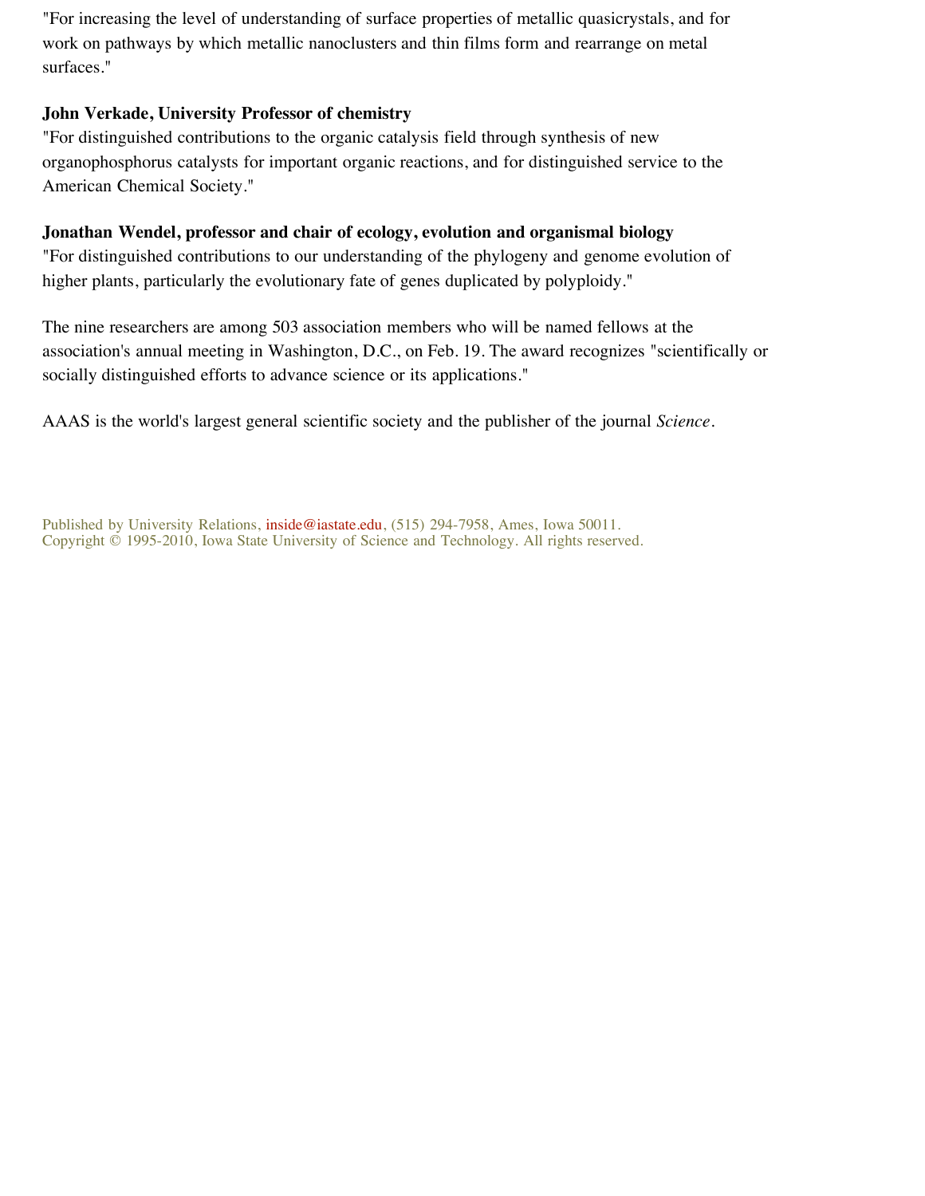"For increasing the level of understanding of surface properties of metallic quasicrystals, and for work on pathways by which metallic nanoclusters and thin films form and rearrange on metal surfaces."

**John Verkade, University Professor of chemistry**
"For distinguished contributions to the organic catalysis field through synthesis of new organophosphorus catalysts for important organic reactions, and for distinguished service to the American Chemical Society."

**Jonathan Wendel, professor and chair of ecology, evolution and organismal biology**
"For distinguished contributions to our understanding of the phylogeny and genome evolution of higher plants, particularly the evolutionary fate of genes duplicated by polyploidy."

The nine researchers are among 503 association members who will be named fellows at the association's annual meeting in Washington, D.C., on Feb. 19. The award recognizes "scientifically or socially distinguished efforts to advance science or its applications."

AAAS is the world's largest general scientific society and the publisher of the journal *Science*.

Published by University Relations, inside@iastate.edu, (515) 294-7958, Ames, Iowa 50011.
Copyright © 1995-2010, Iowa State University of Science and Technology. All rights reserved.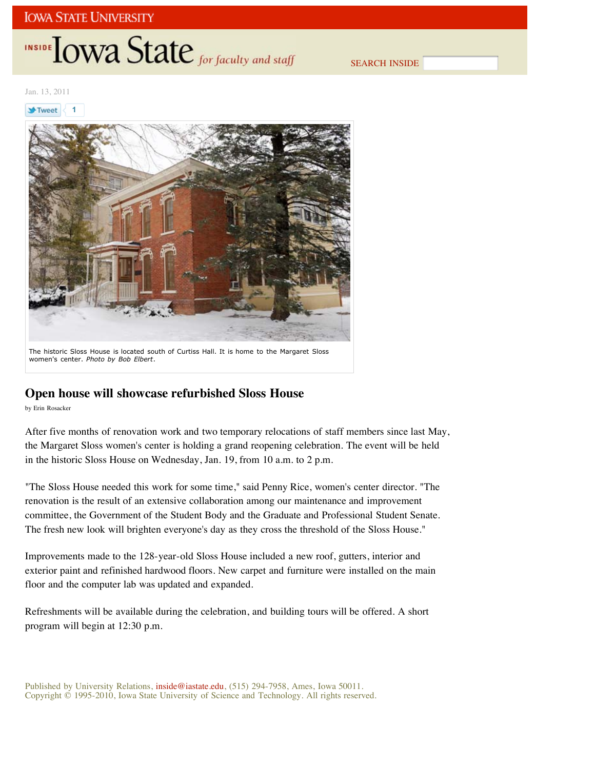IOWA STATE UNIVERSITY

INSIDE Iowa State *for faculty and staff*

SEARCH INSIDE

Jan. 13, 2011

Tweet 1

The historic Sloss House is located south of Curtiss Hall. It is home to the Margaret Sloss women's center. *Photo by Bob Elbert*.

## Open house will showcase refurbished Sloss House

by Erin Rosacker

After five months of renovation work and two temporary relocations of staff members since last May, the Margaret Sloss women's center is holding a grand reopening celebration. The event will be held in the historic Sloss House on Wednesday, Jan. 19, from 10 a.m. to 2 p.m.

"The Sloss House needed this work for some time," said Penny Rice, women's center director. "The renovation is the result of an extensive collaboration among our maintenance and improvement committee, the Government of the Student Body and the Graduate and Professional Student Senate. The fresh new look will brighten everyone's day as they cross the threshold of the Sloss House."

Improvements made to the 128-year-old Sloss House included a new roof, gutters, interior and exterior paint and refinished hardwood floors. New carpet and furniture were installed on the main floor and the computer lab was updated and expanded.

Refreshments will be available during the celebration, and building tours will be offered. A short program will begin at 12:30 p.m.

Published by University Relations, inside@iastate.edu, (515) 294-7958, Ames, Iowa 50011.
Copyright © 1995-2010, Iowa State University of Science and Technology. All rights reserved.